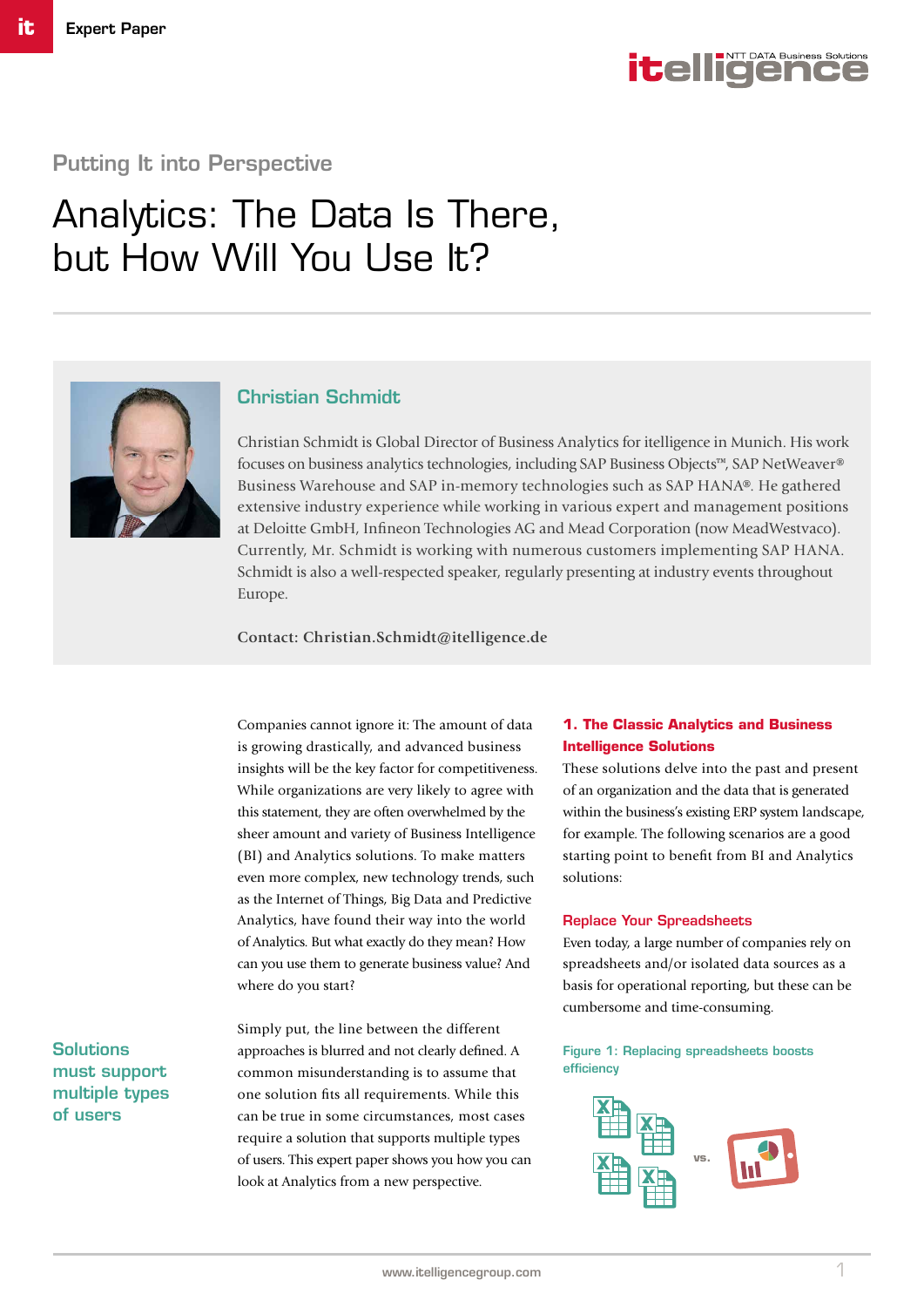Expert Paper

## Putting It into Perspective

# Analytics: The Data Is There, but How Will You Use It?

### Christian Schmidt

Christian Schmidt is Global Director of Business Analytics for itelligence in Munich. His work focuses on business analytics technologies, including SAP Business Objects™, SAP NetWeaver® Business Warehouse and SAP in-memory technologies such as SAP HANA®. He gathered extensive industry experience while working in various expert and management positions at Deloitte GmbH, Infineon Technologies AG and Mead Corporation (now MeadWestvaco). Currently, Mr. Schmidt is working with numerous customers implementing SAP HANA. Schmidt is also a well-respected speaker, regularly presenting at industry events throughout Europe.

**Contact: Christian.Schmidt@itelligence.de**

Companies cannot ignore it: The amount of data is growing drastically, and advanced business insights will be the key factor for competitiveness. While organizations are very likely to agree with this statement, they are often overwhelmed by the sheer amount and variety of Business Intelligence (BI) and Analytics solutions. To make matters even more complex, new technology trends, such as the Internet of Things, Big Data and Predictive Analytics, have found their way into the world of Analytics. But what exactly do they mean? How can you use them to generate business value? And where do you start?

**Solutions must support multiple types of users**

Simply put, the line between the different approaches is blurred and not clearly defined. A common misunderstanding is to assume that one solution fits all requirements. While this can be true in some circumstances, most cases require a solution that supports multiple types of users. This expert paper shows you how you can look at Analytics from a new perspective.

## 1. The Classic Analytics and Business Intelligence Solutions

These solutions delve into the past and present of an organization and the data that is generated within the business's existing ERP system landscape, for example. The following scenarios are a good starting point to benefit from BI and Analytics solutions:

### Replace Your Spreadsheets

Even today, a large number of companies rely on spreadsheets and/or isolated data sources as a basis for operational reporting, but these can be cumbersome and time-consuming.

Figure 1: Replacing spreadsheets boosts efficiency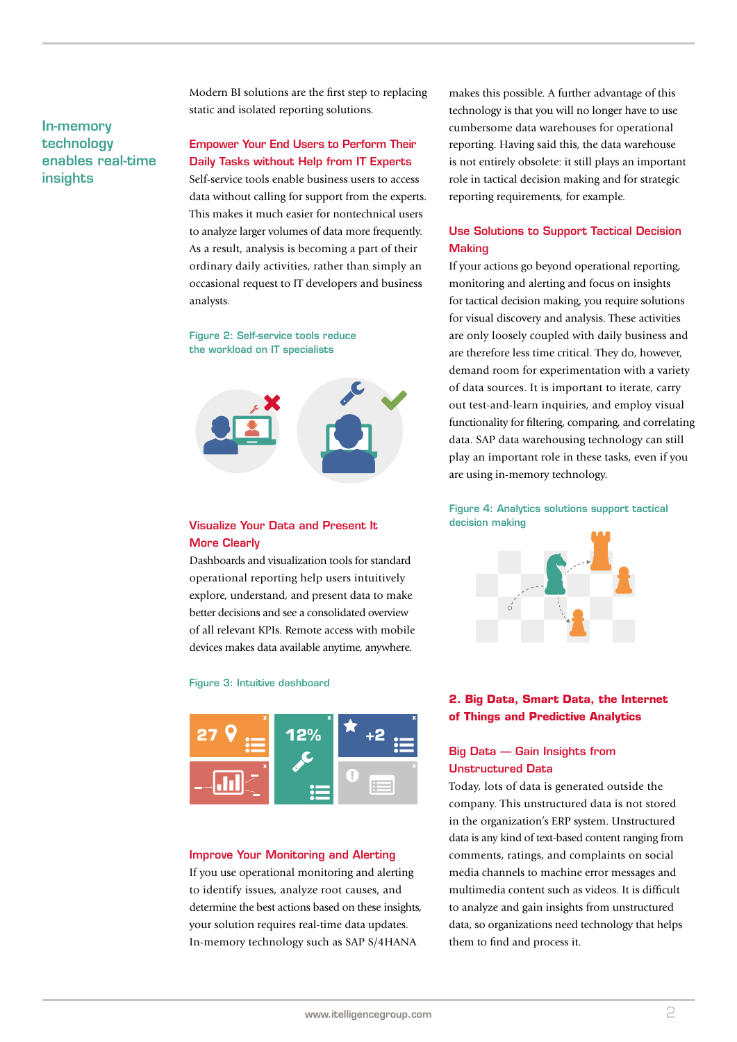In-memory technology enables real-time insights

Modern BI solutions are the first step to replacing static and isolated reporting solutions.

### Empower Your End Users to Perform Their Daily Tasks without Help from IT Experts

Self-service tools enable business users to access data without calling for support from the experts. This makes it much easier for nontechnical users to analyze larger volumes of data more frequently. As a result, analysis is becoming a part of their ordinary daily activities, rather than simply an occasional request to IT developers and business analysts.

Figure 2: Self-service tools reduce the workload on IT specialists

### Visualize Your Data and Present It More Clearly

Dashboards and visualization tools for standard operational reporting help users intuitively explore, understand, and present data to make better decisions and see a consolidated overview of all relevant KPIs. Remote access with mobile devices makes data available anytime, anywhere.

Figure 3: Intuitive dashboard

### Improve Your Monitoring and Alerting

If you use operational monitoring and alerting to identify issues, analyze root causes, and determine the best actions based on these insights, your solution requires real-time data updates. In-memory technology such as SAP S/4HANA makes this possible. A further advantage of this technology is that you will no longer have to use cumbersome data warehouses for operational reporting. Having said this, the data warehouse is not entirely obsolete: it still plays an important role in tactical decision making and for strategic reporting requirements, for example.

### Use Solutions to Support Tactical Decision Making

If your actions go beyond operational reporting, monitoring and alerting and focus on insights for tactical decision making, you require solutions for visual discovery and analysis. These activities are only loosely coupled with daily business and are therefore less time critical. They do, however, demand room for experimentation with a variety of data sources. It is important to iterate, carry out test-and-learn inquiries, and employ visual functionality for filtering, comparing, and correlating data. SAP data warehousing technology can still play an important role in these tasks, even if you are using in-memory technology.

Figure 4: Analytics solutions support tactical decision making

## 2. Big Data, Smart Data, the Internet of Things and Predictive Analytics

### Big Data — Gain Insights from Unstructured Data

Today, lots of data is generated outside the company. This unstructured data is not stored in the organization's ERP system. Unstructured data is any kind of text-based content ranging from comments, ratings, and complaints on social media channels to machine error messages and multimedia content such as videos. It is difficult to analyze and gain insights from unstructured data, so organizations need technology that helps them to find and process it.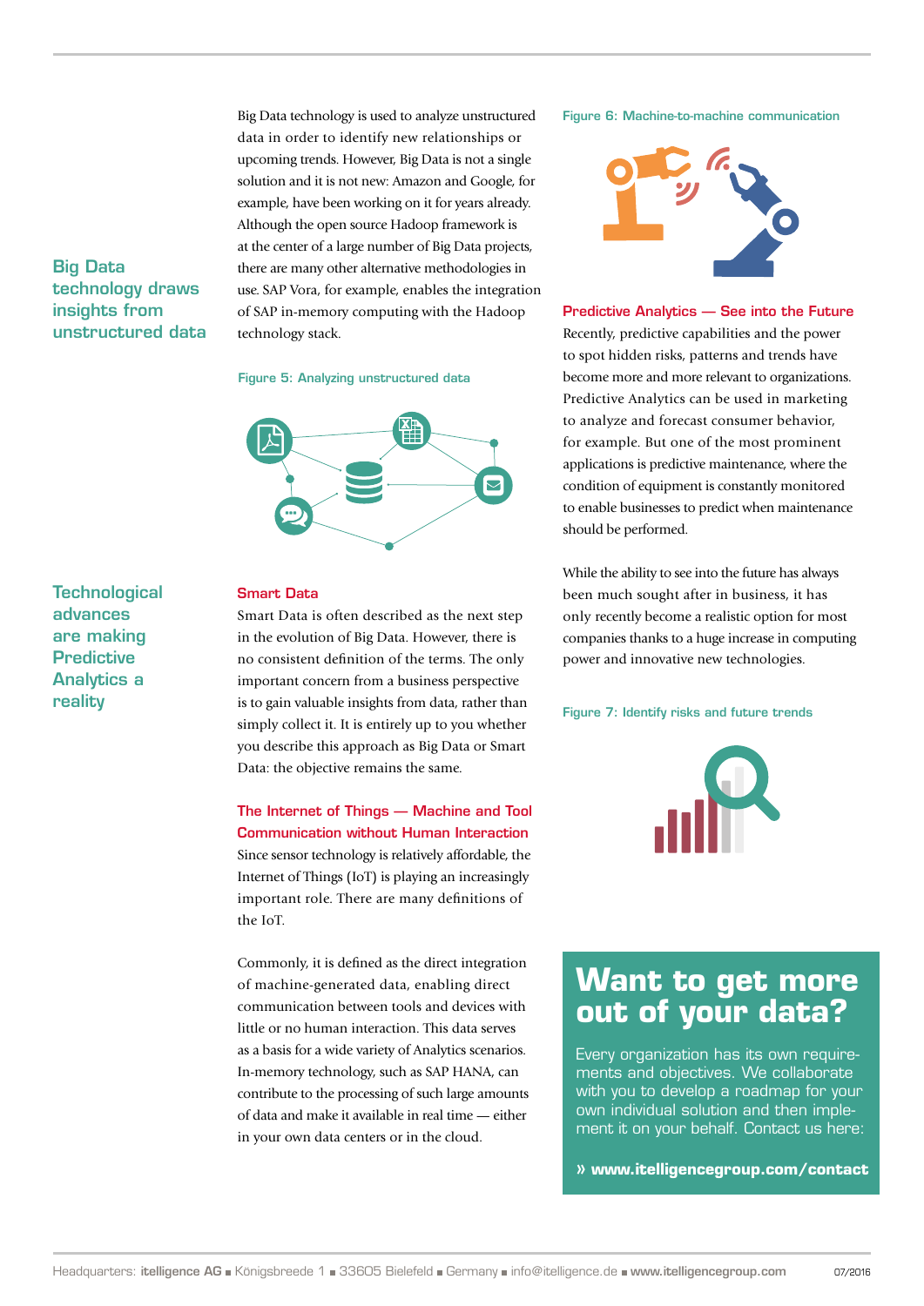**Big Data technology draws insights from unstructured data**

Big Data technology is used to analyze unstructured data in order to identify new relationships or upcoming trends. However, Big Data is not a single solution and it is not new: Amazon and Google, for example, have been working on it for years already. Although the open source Hadoop framework is at the center of a large number of Big Data projects, there are many other alternative methodologies in use. SAP Vora, for example, enables the integration of SAP in-memory computing with the Hadoop technology stack.

Figure 5: Analyzing unstructured data

**Technological advances are making Predictive Analytics a reality**

## Smart Data

Smart Data is often described as the next step in the evolution of Big Data. However, there is no consistent definition of the terms. The only important concern from a business perspective is to gain valuable insights from data, rather than simply collect it. It is entirely up to you whether you describe this approach as Big Data or Smart Data: the objective remains the same.

## The Internet of Things — Machine and Tool Communication without Human Interaction

Since sensor technology is relatively affordable, the Internet of Things (IoT) is playing an increasingly important role. There are many definitions of the IoT.

Commonly, it is defined as the direct integration of machine-generated data, enabling direct communication between tools and devices with little or no human interaction. This data serves as a basis for a wide variety of Analytics scenarios. In-memory technology, such as SAP HANA, can contribute to the processing of such large amounts of data and make it available in real time — either in your own data centers or in the cloud.

Figure 6: Machine-to-machine communication

## Predictive Analytics — See into the Future

Recently, predictive capabilities and the power to spot hidden risks, patterns and trends have become more and more relevant to organizations. Predictive Analytics can be used in marketing to analyze and forecast consumer behavior, for example. But one of the most prominent applications is predictive maintenance, where the condition of equipment is constantly monitored to enable businesses to predict when maintenance should be performed.

While the ability to see into the future has always been much sought after in business, it has only recently become a realistic option for most companies thanks to a huge increase in computing power and innovative new technologies.

Figure 7: Identify risks and future trends

## Want to get more out of your data?

Every organization has its own requirements and objectives. We collaborate with you to develop a roadmap for your own individual solution and then implement it on your behalf. Contact us here:

» **www.itelligencegroup.com/contact**

Headquarters: **itelligence AG** ■ Königsbreede 1 ■ 33605 Bielefeld ■ Germany ■ info@itelligence.de ■ **www.itelligencegroup.com** 07/2016